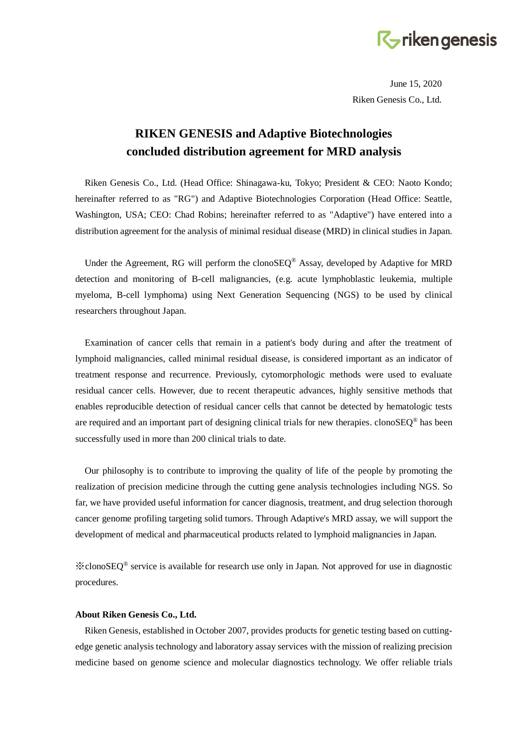June 15, 2020

Riken Genesis Co., Ltd.

# RIKEN GENESIS and Adaptive Biotechnologies concluded distribution agreement for MRD analysis

Riken Genesis Co., Ltd. (Head Office: Shinagawa-ku, Tokyo; President & CEO: Naoto Kondo; hereinafter referred to as "RG") and Adaptive Biotechnologies Corporation (Head Office: Seattle, Washington, USA; CEO: Chad Robins; hereinafter referred to as "Adaptive") have entered into a distribution agreement for the analysis of minimal residual disease (MRD) in clinical studies in Japan.

Under the Agreement, RG will perform the clonoSEQ® Assay, developed by Adaptive for MRD detection and monitoring of B-cell malignancies, (e.g. acute lymphoblastic leukemia, multiple myeloma, B-cell lymphoma) using Next Generation Sequencing (NGS) to be used by clinical researchers throughout Japan.

Examination of cancer cells that remain in a patient's body during and after the treatment of lymphoid malignancies, called minimal residual disease, is considered important as an indicator of treatment response and recurrence. Previously, cytomorphologic methods were used to evaluate residual cancer cells. However, due to recent therapeutic advances, highly sensitive methods that enables reproducible detection of residual cancer cells that cannot be detected by hematologic tests are required and an important part of designing clinical trials for new therapies. clonoSEQ® has been successfully used in more than 200 clinical trials to date.

Our philosophy is to contribute to improving the quality of life of the people by promoting the realization of precision medicine through the cutting gene analysis technologies including NGS. So far, we have provided useful information for cancer diagnosis, treatment, and drug selection thorough cancer genome profiling targeting solid tumors. Through Adaptive's MRD assay, we will support the development of medical and pharmaceutical products related to lymphoid malignancies in Japan.

※clonoSEQ® service is available for research use only in Japan. Not approved for use in diagnostic procedures.

**About Riken Genesis Co., Ltd.**

Riken Genesis, established in October 2007, provides products for genetic testing based on cutting-edge genetic analysis technology and laboratory assay services with the mission of realizing precision medicine based on genome science and molecular diagnostics technology. We offer reliable trials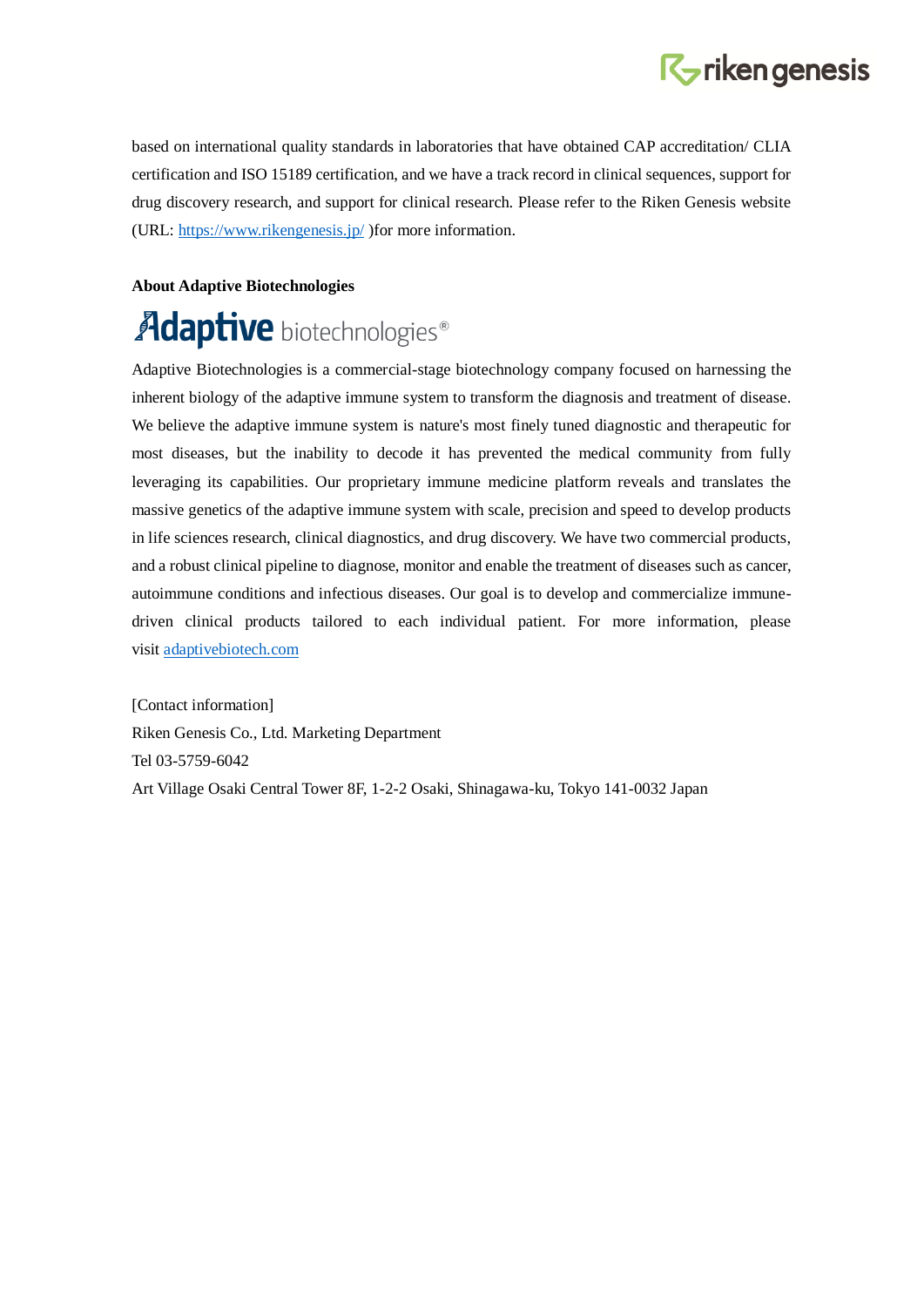based on international quality standards in laboratories that have obtained CAP accreditation/ CLIA certification and ISO 15189 certification, and we have a track record in clinical sequences, support for drug discovery research, and support for clinical research. Please refer to the Riken Genesis website (URL: https://www.rikengenesis.jp/ )for more information.

**About Adaptive Biotechnologies**

Adaptive Biotechnologies is a commercial-stage biotechnology company focused on harnessing the inherent biology of the adaptive immune system to transform the diagnosis and treatment of disease. We believe the adaptive immune system is nature's most finely tuned diagnostic and therapeutic for most diseases, but the inability to decode it has prevented the medical community from fully leveraging its capabilities. Our proprietary immune medicine platform reveals and translates the massive genetics of the adaptive immune system with scale, precision and speed to develop products in life sciences research, clinical diagnostics, and drug discovery. We have two commercial products, and a robust clinical pipeline to diagnose, monitor and enable the treatment of diseases such as cancer, autoimmune conditions and infectious diseases. Our goal is to develop and commercialize immune-driven clinical products tailored to each individual patient. For more information, please visit adaptivebiotech.com

[Contact information]
Riken Genesis Co., Ltd. Marketing Department
Tel 03-5759-6042
Art Village Osaki Central Tower 8F, 1-2-2 Osaki, Shinagawa-ku, Tokyo 141-0032 Japan